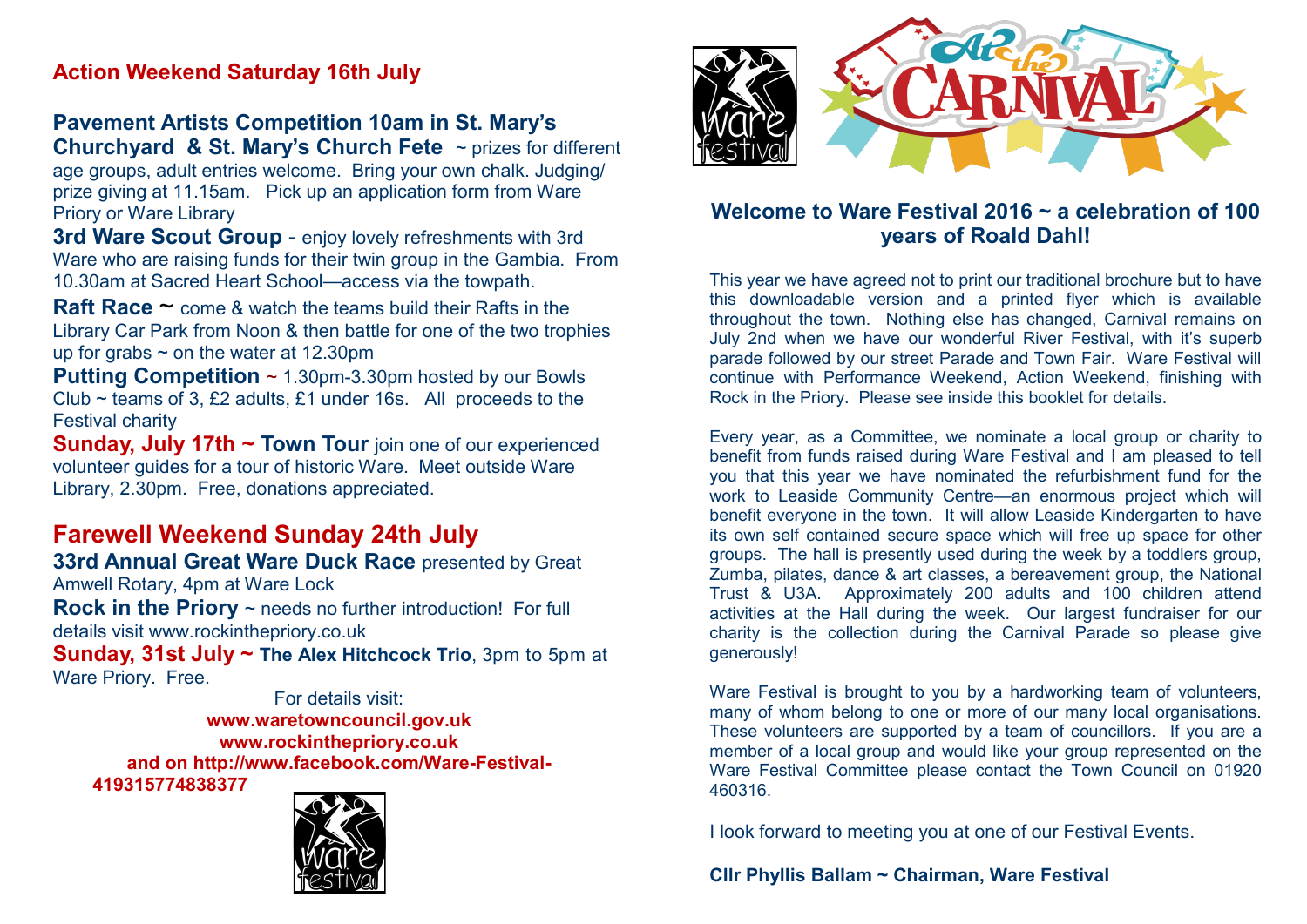## Action Weekend Saturday 16th July

**Pavement Artists Competition 10am in St. Mary's Churchyard & St. Mary's Church Fete** ~ prizes for different age groups, adult entries welcome. Bring your own chalk. Judging/ prize giving at 11.15am. Pick up an application form from Ware Priory or Ware Library

**3rd Ware Scout Group** - enjoy lovely refreshments with 3rd Ware who are raising funds for their twin group in the Gambia. From 10.30am at Sacred Heart School—access via the towpath.

**Raft Race ~** come & watch the teams build their Rafts in the Library Car Park from Noon & then battle for one of the two trophies up for grabs ~ on the water at 12.30pm

**Putting Competition** ~ 1.30pm-3.30pm hosted by our Bowls Club ~ teams of 3, £2 adults, £1 under 16s. All proceeds to the Festival charity

**Sunday, July 17th ~ Town Tour** join one of our experienced volunteer guides for a tour of historic Ware. Meet outside Ware Library, 2.30pm. Free, donations appreciated.

## Farewell Weekend Sunday 24th July

**33rd Annual Great Ware Duck Race** presented by Great Amwell Rotary, 4pm at Ware Lock

**Rock in the Priory** ~ needs no further introduction! For full details visit www.rockinthepriory.co.uk

**Sunday, 31st July ~ The Alex Hitchcock Trio**, 3pm to 5pm at Ware Priory. Free.

For details visit:
**www.waretowncouncil.gov.uk**
**www.rockinthepriory.co.uk**
**and on http://www.facebook.com/Ware-Festival-419315774838377**

## Welcome to Ware Festival 2016 ~ a celebration of 100 years of Roald Dahl!

This year we have agreed not to print our traditional brochure but to have this downloadable version and a printed flyer which is available throughout the town. Nothing else has changed, Carnival remains on July 2nd when we have our wonderful River Festival, with it's superb parade followed by our street Parade and Town Fair. Ware Festival will continue with Performance Weekend, Action Weekend, finishing with Rock in the Priory. Please see inside this booklet for details.

Every year, as a Committee, we nominate a local group or charity to benefit from funds raised during Ware Festival and I am pleased to tell you that this year we have nominated the refurbishment fund for the work to Leaside Community Centre—an enormous project which will benefit everyone in the town. It will allow Leaside Kindergarten to have its own self contained secure space which will free up space for other groups. The hall is presently used during the week by a toddlers group, Zumba, pilates, dance & art classes, a bereavement group, the National Trust & U3A. Approximately 200 adults and 100 children attend activities at the Hall during the week. Our largest fundraiser for our charity is the collection during the Carnival Parade so please give generously!

Ware Festival is brought to you by a hardworking team of volunteers, many of whom belong to one or more of our many local organisations. These volunteers are supported by a team of councillors. If you are a member of a local group and would like your group represented on the Ware Festival Committee please contact the Town Council on 01920 460316.

I look forward to meeting you at one of our Festival Events.

**Cllr Phyllis Ballam ~ Chairman, Ware Festival**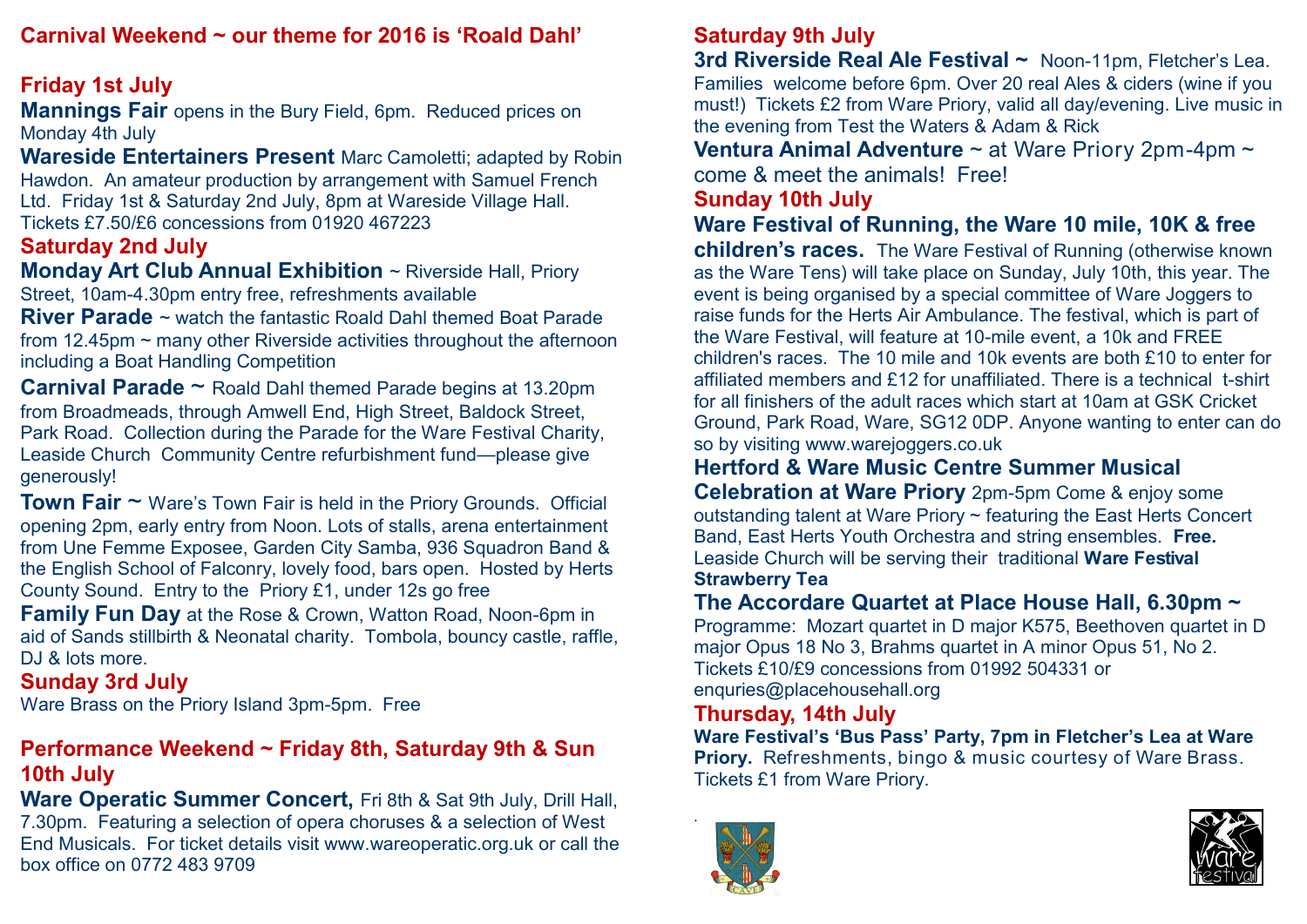## Carnival Weekend ~ our theme for 2016 is 'Roald Dahl'

### Friday 1st July

**Mannings Fair** opens in the Bury Field, 6pm. Reduced prices on Monday 4th July

**Wareside Entertainers Present** Marc Camoletti; adapted by Robin Hawdon. An amateur production by arrangement with Samuel French Ltd. Friday 1st & Saturday 2nd July, 8pm at Wareside Village Hall. Tickets £7.50/£6 concessions from 01920 467223

### Saturday 2nd July

**Monday Art Club Annual Exhibition** ~ Riverside Hall, Priory Street, 10am-4.30pm entry free, refreshments available

**River Parade** ~ watch the fantastic Roald Dahl themed Boat Parade from 12.45pm ~ many other Riverside activities throughout the afternoon including a Boat Handling Competition

**Carnival Parade ~** Roald Dahl themed Parade begins at 13.20pm from Broadmeads, through Amwell End, High Street, Baldock Street, Park Road. Collection during the Parade for the Ware Festival Charity, Leaside Church Community Centre refurbishment fund—please give generously!

**Town Fair ~** Ware's Town Fair is held in the Priory Grounds. Official opening 2pm, early entry from Noon. Lots of stalls, arena entertainment from Une Femme Exposee, Garden City Samba, 936 Squadron Band & the English School of Falconry, lovely food, bars open. Hosted by Herts County Sound. Entry to the Priory £1, under 12s go free

**Family Fun Day** at the Rose & Crown, Watton Road, Noon-6pm in aid of Sands stillbirth & Neonatal charity. Tombola, bouncy castle, raffle, DJ & lots more.

### Sunday 3rd July

Ware Brass on the Priory Island 3pm-5pm. Free

## Performance Weekend ~ Friday 8th, Saturday 9th & Sun 10th July

**Ware Operatic Summer Concert,** Fri 8th & Sat 9th July, Drill Hall, 7.30pm. Featuring a selection of opera choruses & a selection of West End Musicals. For ticket details visit www.wareoperatic.org.uk or call the box office on 0772 483 9709

### Saturday 9th July

**3rd Riverside Real Ale Festival ~** Noon-11pm, Fletcher's Lea. Families welcome before 6pm. Over 20 real Ales & ciders (wine if you must!) Tickets £2 from Ware Priory, valid all day/evening. Live music in the evening from Test the Waters & Adam & Rick

**Ventura Animal Adventure** ~ at Ware Priory 2pm-4pm ~ come & meet the animals! Free!

### Sunday 10th July

**Ware Festival of Running, the Ware 10 mile, 10K & free children's races.** The Ware Festival of Running (otherwise known as the Ware Tens) will take place on Sunday, July 10th, this year. The event is being organised by a special committee of Ware Joggers to raise funds for the Herts Air Ambulance. The festival, which is part of the Ware Festival, will feature at 10-mile event, a 10k and FREE children's races. The 10 mile and 10k events are both £10 to enter for affiliated members and £12 for unaffiliated. There is a technical t-shirt for all finishers of the adult races which start at 10am at GSK Cricket Ground, Park Road, Ware, SG12 0DP. Anyone wanting to enter can do so by visiting www.warejoggers.co.uk

**Hertford & Ware Music Centre Summer Musical Celebration at Ware Priory** 2pm-5pm Come & enjoy some outstanding talent at Ware Priory ~ featuring the East Herts Concert Band, East Herts Youth Orchestra and string ensembles. **Free.** Leaside Church will be serving their traditional **Ware Festival Strawberry Tea**

**The Accordare Quartet at Place House Hall, 6.30pm ~** Programme: Mozart quartet in D major K575, Beethoven quartet in D major Opus 18 No 3, Brahms quartet in A minor Opus 51, No 2. Tickets £10/£9 concessions from 01992 504331 or enquries@placehousehall.org

### Thursday, 14th July

**Ware Festival's 'Bus Pass' Party, 7pm in Fletcher's Lea at Ware Priory.** Refreshments, bingo & music courtesy of Ware Brass. Tickets £1 from Ware Priory.